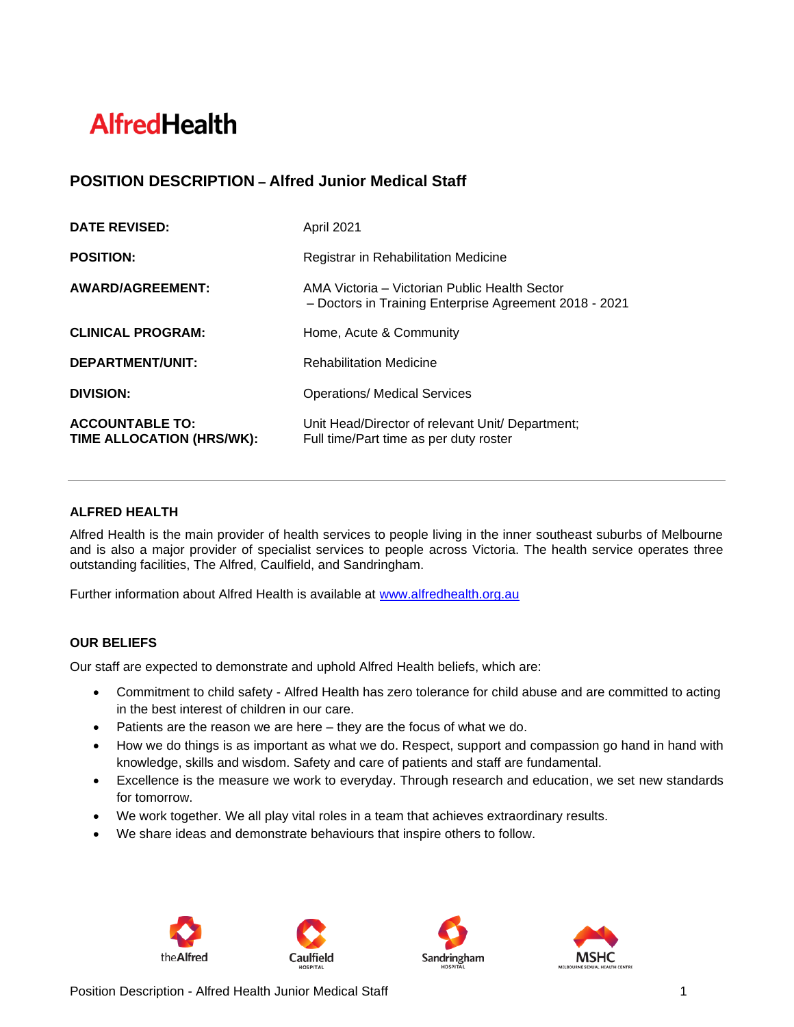# AlfredHealth

## POSITION DESCRIPTION – Alfred Junior Medical Staff

| | |
|---|---|
| **DATE REVISED:** | April 2021 |
| **POSITION:** | Registrar in Rehabilitation Medicine |
| **AWARD/AGREEMENT:** | AMA Victoria – Victorian Public Health Sector – Doctors in Training Enterprise Agreement 2018 - 2021 |
| **CLINICAL PROGRAM:** | Home, Acute & Community |
| **DEPARTMENT/UNIT:** | Rehabilitation Medicine |
| **DIVISION:** | Operations/ Medical Services |
| **ACCOUNTABLE TO:** | Unit Head/Director of relevant Unit/ Department; |
| **TIME ALLOCATION (HRS/WK):** | Full time/Part time as per duty roster |

### ALFRED HEALTH

Alfred Health is the main provider of health services to people living in the inner southeast suburbs of Melbourne and is also a major provider of specialist services to people across Victoria. The health service operates three outstanding facilities, The Alfred, Caulfield, and Sandringham.

Further information about Alfred Health is available at [www.alfredhealth.org.au](http://www.alfredhealth.org.au)

### OUR BELIEFS

Our staff are expected to demonstrate and uphold Alfred Health beliefs, which are:

- Commitment to child safety - Alfred Health has zero tolerance for child abuse and are committed to acting in the best interest of children in our care.
- Patients are the reason we are here – they are the focus of what we do.
- How we do things is as important as what we do. Respect, support and compassion go hand in hand with knowledge, skills and wisdom. Safety and care of patients and staff are fundamental.
- Excellence is the measure we work to everyday. Through research and education, we set new standards for tomorrow.
- We work together. We all play vital roles in a team that achieves extraordinary results.
- We share ideas and demonstrate behaviours that inspire others to follow.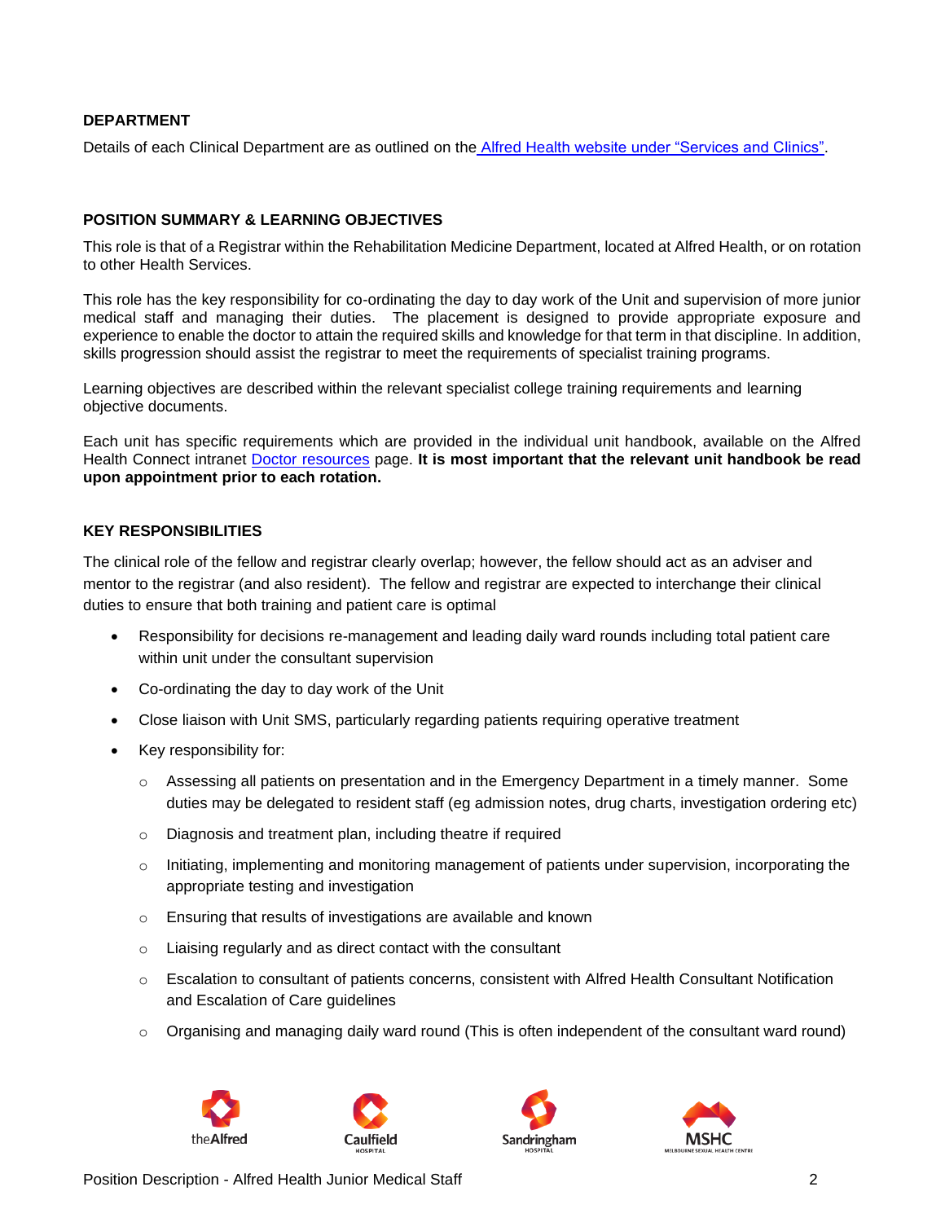**DEPARTMENT**

Details of each Clinical Department are as outlined on the Alfred Health website under "Services and Clinics".

**POSITION SUMMARY & LEARNING OBJECTIVES**

This role is that of a Registrar within the Rehabilitation Medicine Department, located at Alfred Health, or on rotation to other Health Services.

This role has the key responsibility for co-ordinating the day to day work of the Unit and supervision of more junior medical staff and managing their duties. The placement is designed to provide appropriate exposure and experience to enable the doctor to attain the required skills and knowledge for that term in that discipline. In addition, skills progression should assist the registrar to meet the requirements of specialist training programs.

Learning objectives are described within the relevant specialist college training requirements and learning objective documents.

Each unit has specific requirements which are provided in the individual unit handbook, available on the Alfred Health Connect intranet Doctor resources page. **It is most important that the relevant unit handbook be read upon appointment prior to each rotation.**

**KEY RESPONSIBILITIES**

The clinical role of the fellow and registrar clearly overlap; however, the fellow should act as an adviser and mentor to the registrar (and also resident). The fellow and registrar are expected to interchange their clinical duties to ensure that both training and patient care is optimal

- Responsibility for decisions re-management and leading daily ward rounds including total patient care within unit under the consultant supervision
- Co-ordinating the day to day work of the Unit
- Close liaison with Unit SMS, particularly regarding patients requiring operative treatment
- Key responsibility for:
  - Assessing all patients on presentation and in the Emergency Department in a timely manner. Some duties may be delegated to resident staff (eg admission notes, drug charts, investigation ordering etc)
  - Diagnosis and treatment plan, including theatre if required
  - Initiating, implementing and monitoring management of patients under supervision, incorporating the appropriate testing and investigation
  - Ensuring that results of investigations are available and known
  - Liaising regularly and as direct contact with the consultant
  - Escalation to consultant of patients concerns, consistent with Alfred Health Consultant Notification and Escalation of Care guidelines
  - Organising and managing daily ward round (This is often independent of the consultant ward round)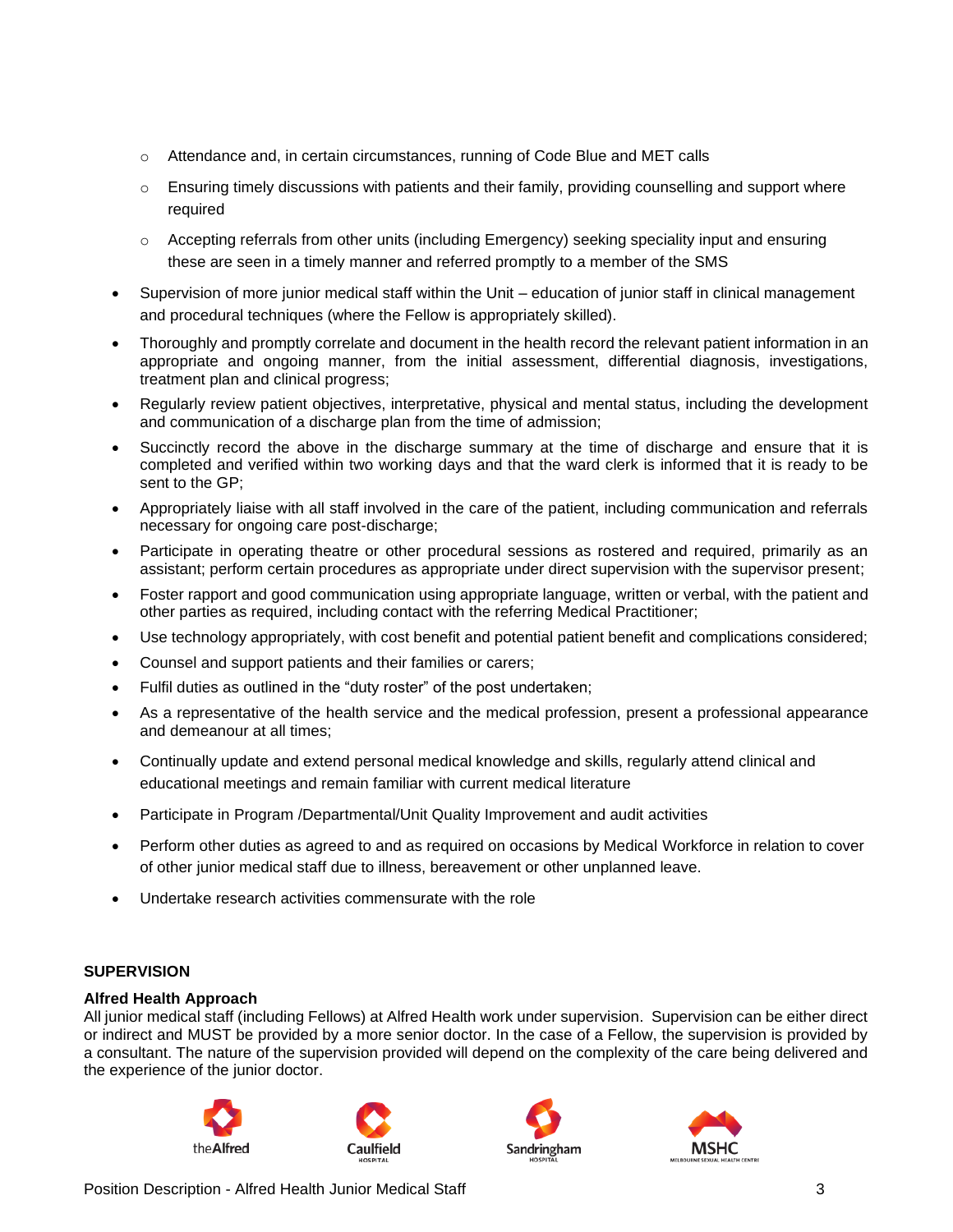- Attendance and, in certain circumstances, running of Code Blue and MET calls
  - Ensuring timely discussions with patients and their family, providing counselling and support where required
  - Accepting referrals from other units (including Emergency) seeking speciality input and ensuring these are seen in a timely manner and referred promptly to a member of the SMS
- Supervision of more junior medical staff within the Unit – education of junior staff in clinical management and procedural techniques (where the Fellow is appropriately skilled).
- Thoroughly and promptly correlate and document in the health record the relevant patient information in an appropriate and ongoing manner, from the initial assessment, differential diagnosis, investigations, treatment plan and clinical progress;
- Regularly review patient objectives, interpretative, physical and mental status, including the development and communication of a discharge plan from the time of admission;
- Succinctly record the above in the discharge summary at the time of discharge and ensure that it is completed and verified within two working days and that the ward clerk is informed that it is ready to be sent to the GP;
- Appropriately liaise with all staff involved in the care of the patient, including communication and referrals necessary for ongoing care post-discharge;
- Participate in operating theatre or other procedural sessions as rostered and required, primarily as an assistant; perform certain procedures as appropriate under direct supervision with the supervisor present;
- Foster rapport and good communication using appropriate language, written or verbal, with the patient and other parties as required, including contact with the referring Medical Practitioner;
- Use technology appropriately, with cost benefit and potential patient benefit and complications considered;
- Counsel and support patients and their families or carers;
- Fulfil duties as outlined in the “duty roster” of the post undertaken;
- As a representative of the health service and the medical profession, present a professional appearance and demeanour at all times;
- Continually update and extend personal medical knowledge and skills, regularly attend clinical and educational meetings and remain familiar with current medical literature
- Participate in Program /Departmental/Unit Quality Improvement and audit activities
- Perform other duties as agreed to and as required on occasions by Medical Workforce in relation to cover of other junior medical staff due to illness, bereavement or other unplanned leave.
- Undertake research activities commensurate with the role

## SUPERVISION

### Alfred Health Approach

All junior medical staff (including Fellows) at Alfred Health work under supervision. Supervision can be either direct or indirect and MUST be provided by a more senior doctor. In the case of a Fellow, the supervision is provided by a consultant. The nature of the supervision provided will depend on the complexity of the care being delivered and the experience of the junior doctor.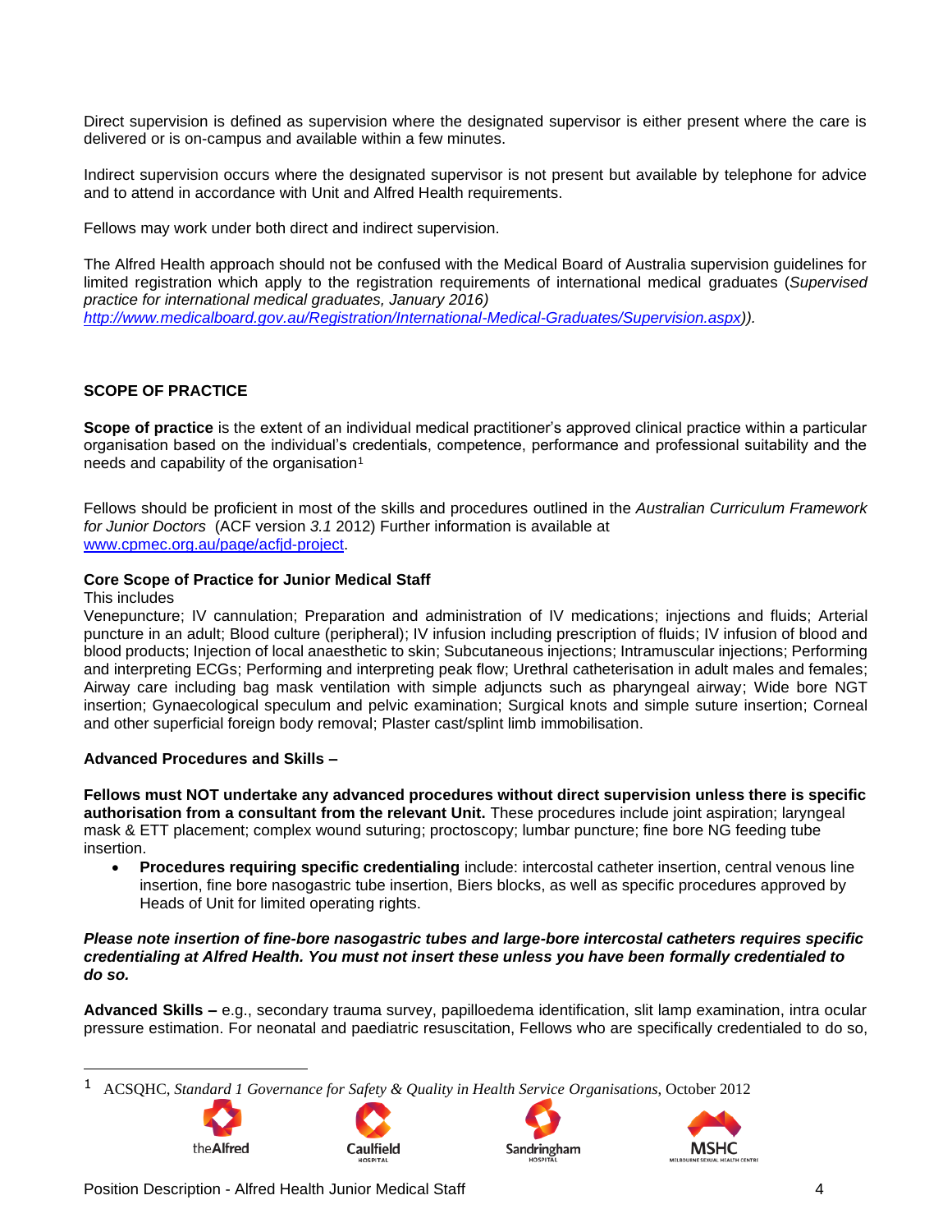Direct supervision is defined as supervision where the designated supervisor is either present where the care is delivered or is on-campus and available within a few minutes.

Indirect supervision occurs where the designated supervisor is not present but available by telephone for advice and to attend in accordance with Unit and Alfred Health requirements.

Fellows may work under both direct and indirect supervision.

The Alfred Health approach should not be confused with the Medical Board of Australia supervision guidelines for limited registration which apply to the registration requirements of international medical graduates (*Supervised practice for international medical graduates, January 2016) [http://www.medicalboard.gov.au/Registration/International-Medical-Graduates/Supervision.aspx](http://www.medicalboard.gov.au/Registration/International-Medical-Graduates/Supervision.aspx))*.

## SCOPE OF PRACTICE

**Scope of practice** is the extent of an individual medical practitioner's approved clinical practice within a particular organisation based on the individual's credentials, competence, performance and professional suitability and the needs and capability of the organisation[1]

Fellows should be proficient in most of the skills and procedures outlined in the *Australian Curriculum Framework for Junior Doctors* (ACF version *3.1* 2012) Further information is available at [www.cpmec.org.au/page/acfjd-project](www.cpmec.org.au/page/acfjd-project).

### Core Scope of Practice for Junior Medical Staff

This includes

Venepuncture; IV cannulation; Preparation and administration of IV medications; injections and fluids; Arterial puncture in an adult; Blood culture (peripheral); IV infusion including prescription of fluids; IV infusion of blood and blood products; Injection of local anaesthetic to skin; Subcutaneous injections; Intramuscular injections; Performing and interpreting ECGs; Performing and interpreting peak flow; Urethral catheterisation in adult males and females; Airway care including bag mask ventilation with simple adjuncts such as pharyngeal airway; Wide bore NGT insertion; Gynaecological speculum and pelvic examination; Surgical knots and simple suture insertion; Corneal and other superficial foreign body removal; Plaster cast/splint limb immobilisation.

### Advanced Procedures and Skills –

**Fellows must NOT undertake any advanced procedures without direct supervision unless there is specific authorisation from a consultant from the relevant Unit.** These procedures include joint aspiration; laryngeal mask & ETT placement; complex wound suturing; proctoscopy; lumbar puncture; fine bore NG feeding tube insertion.

- **Procedures requiring specific credentialing** include: intercostal catheter insertion, central venous line insertion, fine bore nasogastric tube insertion, Biers blocks, as well as specific procedures approved by Heads of Unit for limited operating rights.

***Please note insertion of fine-bore nasogastric tubes and large-bore intercostal catheters requires specific credentialing at Alfred Health. You must not insert these unless you have been formally credentialed to do so.***

**Advanced Skills –** e.g., secondary trauma survey, papilloedema identification, slit lamp examination, intra ocular pressure estimation. For neonatal and paediatric resuscitation, Fellows who are specifically credentialed to do so,

---

[1] ACSQHC, *Standard 1 Governance for Safety & Quality in Health Service Organisations,* October 2012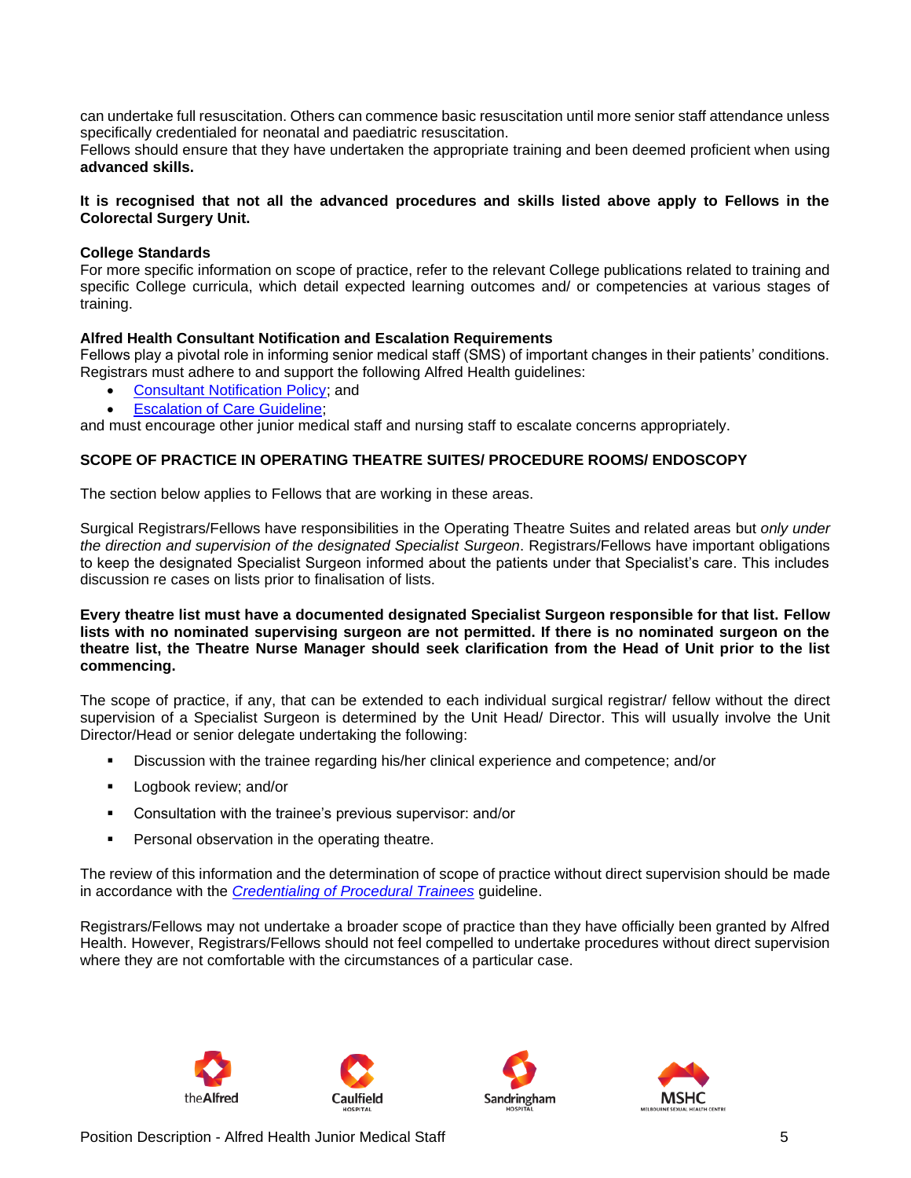can undertake full resuscitation. Others can commence basic resuscitation until more senior staff attendance unless specifically credentialed for neonatal and paediatric resuscitation.
Fellows should ensure that they have undertaken the appropriate training and been deemed proficient when using **advanced skills.**

**It is recognised that not all the advanced procedures and skills listed above apply to Fellows in the Colorectal Surgery Unit.**

**College Standards**
For more specific information on scope of practice, refer to the relevant College publications related to training and specific College curricula, which detail expected learning outcomes and/ or competencies at various stages of training.

**Alfred Health Consultant Notification and Escalation Requirements**
Fellows play a pivotal role in informing senior medical staff (SMS) of important changes in their patients' conditions. Registrars must adhere to and support the following Alfred Health guidelines:

- Consultant Notification Policy; and
- Escalation of Care Guideline;

and must encourage other junior medical staff and nursing staff to escalate concerns appropriately.

## SCOPE OF PRACTICE IN OPERATING THEATRE SUITES/ PROCEDURE ROOMS/ ENDOSCOPY

The section below applies to Fellows that are working in these areas.

Surgical Registrars/Fellows have responsibilities in the Operating Theatre Suites and related areas but *only under the direction and supervision of the designated Specialist Surgeon*. Registrars/Fellows have important obligations to keep the designated Specialist Surgeon informed about the patients under that Specialist's care. This includes discussion re cases on lists prior to finalisation of lists.

**Every theatre list must have a documented designated Specialist Surgeon responsible for that list. Fellow lists with no nominated supervising surgeon are not permitted. If there is no nominated surgeon on the theatre list, the Theatre Nurse Manager should seek clarification from the Head of Unit prior to the list commencing.**

The scope of practice, if any, that can be extended to each individual surgical registrar/ fellow without the direct supervision of a Specialist Surgeon is determined by the Unit Head/ Director. This will usually involve the Unit Director/Head or senior delegate undertaking the following:

- Discussion with the trainee regarding his/her clinical experience and competence; and/or
- Logbook review; and/or
- Consultation with the trainee's previous supervisor: and/or
- Personal observation in the operating theatre.

The review of this information and the determination of scope of practice without direct supervision should be made in accordance with the *Credentialing of Procedural Trainees* guideline.

Registrars/Fellows may not undertake a broader scope of practice than they have officially been granted by Alfred Health. However, Registrars/Fellows should not feel compelled to undertake procedures without direct supervision where they are not comfortable with the circumstances of a particular case.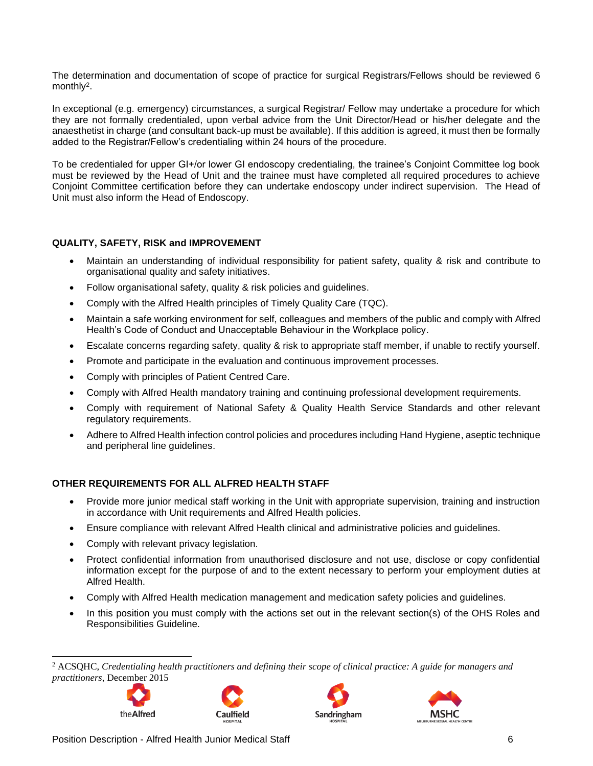The determination and documentation of scope of practice for surgical Registrars/Fellows should be reviewed 6 monthly[2].

In exceptional (e.g. emergency) circumstances, a surgical Registrar/ Fellow may undertake a procedure for which they are not formally credentialed, upon verbal advice from the Unit Director/Head or his/her delegate and the anaesthetist in charge (and consultant back-up must be available). If this addition is agreed, it must then be formally added to the Registrar/Fellow's credentialing within 24 hours of the procedure.

To be credentialed for upper GI+/or lower GI endoscopy credentialing, the trainee's Conjoint Committee log book must be reviewed by the Head of Unit and the trainee must have completed all required procedures to achieve Conjoint Committee certification before they can undertake endoscopy under indirect supervision. The Head of Unit must also inform the Head of Endoscopy.

**QUALITY, SAFETY, RISK and IMPROVEMENT**

- Maintain an understanding of individual responsibility for patient safety, quality & risk and contribute to organisational quality and safety initiatives.
- Follow organisational safety, quality & risk policies and guidelines.
- Comply with the Alfred Health principles of Timely Quality Care (TQC).
- Maintain a safe working environment for self, colleagues and members of the public and comply with Alfred Health's Code of Conduct and Unacceptable Behaviour in the Workplace policy.
- Escalate concerns regarding safety, quality & risk to appropriate staff member, if unable to rectify yourself.
- Promote and participate in the evaluation and continuous improvement processes.
- Comply with principles of Patient Centred Care.
- Comply with Alfred Health mandatory training and continuing professional development requirements.
- Comply with requirement of National Safety & Quality Health Service Standards and other relevant regulatory requirements.
- Adhere to Alfred Health infection control policies and procedures including Hand Hygiene, aseptic technique and peripheral line guidelines.

**OTHER REQUIREMENTS FOR ALL ALFRED HEALTH STAFF**

- Provide more junior medical staff working in the Unit with appropriate supervision, training and instruction in accordance with Unit requirements and Alfred Health policies.
- Ensure compliance with relevant Alfred Health clinical and administrative policies and guidelines.
- Comply with relevant privacy legislation.
- Protect confidential information from unauthorised disclosure and not use, disclose or copy confidential information except for the purpose of and to the extent necessary to perform your employment duties at Alfred Health.
- Comply with Alfred Health medication management and medication safety policies and guidelines.
- In this position you must comply with the actions set out in the relevant section(s) of the OHS Roles and Responsibilities Guideline.

---

[2] ACSQHC, *Credentialing health practitioners and defining their scope of clinical practice: A guide for managers and practitioners*, December 2015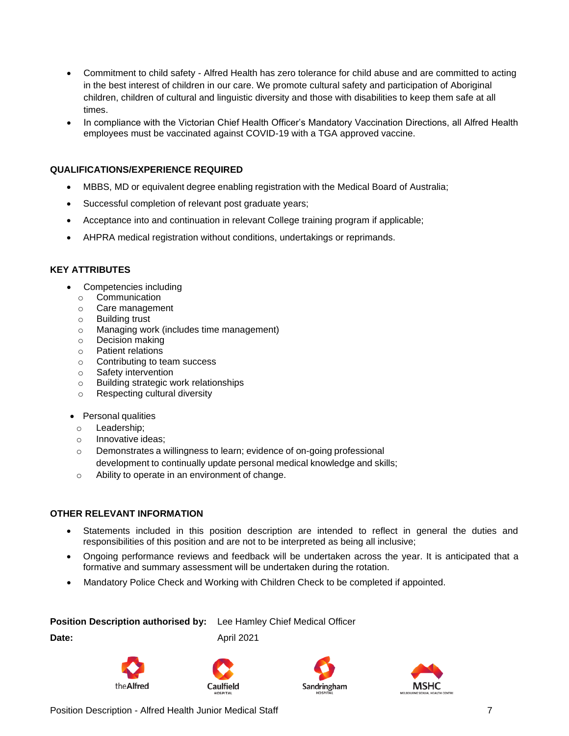- Commitment to child safety - Alfred Health has zero tolerance for child abuse and are committed to acting in the best interest of children in our care. We promote cultural safety and participation of Aboriginal children, children of cultural and linguistic diversity and those with disabilities to keep them safe at all times.
- In compliance with the Victorian Chief Health Officer's Mandatory Vaccination Directions, all Alfred Health employees must be vaccinated against COVID-19 with a TGA approved vaccine.

## QUALIFICATIONS/EXPERIENCE REQUIRED

- MBBS, MD or equivalent degree enabling registration with the Medical Board of Australia;
- Successful completion of relevant post graduate years;
- Acceptance into and continuation in relevant College training program if applicable;
- AHPRA medical registration without conditions, undertakings or reprimands.

## KEY ATTRIBUTES

- Competencies including
  - Communication
  - Care management
  - Building trust
  - Managing work (includes time management)
  - Decision making
  - Patient relations
  - Contributing to team success
  - Safety intervention
  - Building strategic work relationships
  - Respecting cultural diversity

- Personal qualities
  - Leadership;
  - Innovative ideas;
  - Demonstrates a willingness to learn; evidence of on-going professional development to continually update personal medical knowledge and skills;
  - Ability to operate in an environment of change.

## OTHER RELEVANT INFORMATION

- Statements included in this position description are intended to reflect in general the duties and responsibilities of this position and are not to be interpreted as being all inclusive;
- Ongoing performance reviews and feedback will be undertaken across the year. It is anticipated that a formative and summary assessment will be undertaken during the rotation.
- Mandatory Police Check and Working with Children Check to be completed if appointed.

**Position Description authorised by:** Lee Hamley Chief Medical Officer

**Date:** April 2021

theAlfred | Caulfield Hospital | Sandringham Hospital | MSHC Melbourne Sexual Health Centre